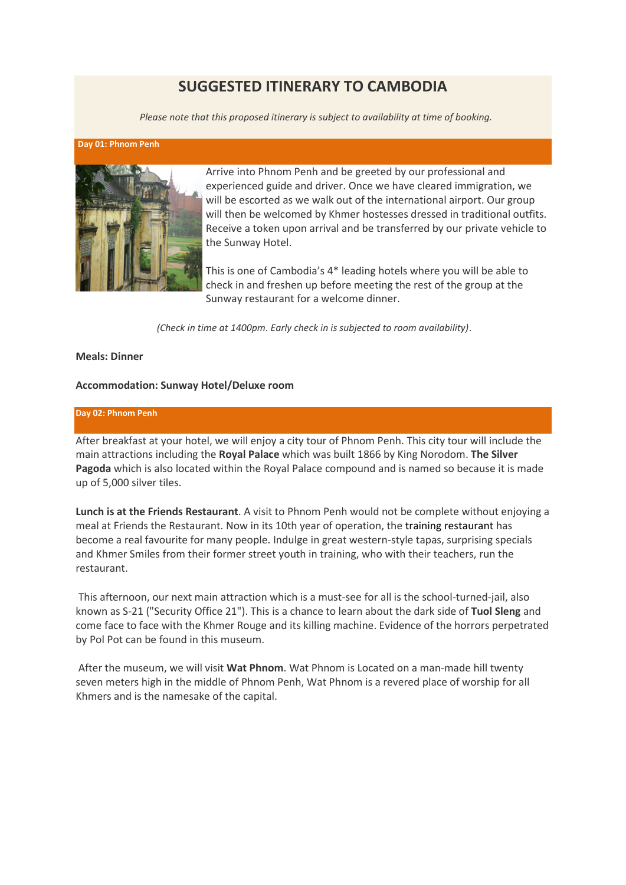# SUGGESTED ITINERARY TO CAMBODIA

*Please note that this proposed itinerary is subject to availability at time of booking.*

## Day 01: Phnom Penh

Arrive into Phnom Penh and be greeted by our professional and experienced guide and driver. Once we have cleared immigration, we will be escorted as we walk out of the international airport. Our group will then be welcomed by Khmer hostesses dressed in traditional outfits. Receive a token upon arrival and be transferred by our private vehicle to the Sunway Hotel.

This is one of Cambodia's 4* leading hotels where you will be able to check in and freshen up before meeting the rest of the group at the Sunway restaurant for a welcome dinner.

*(Check in time at 1400pm. Early check in is subjected to room availability)*.

**Meals: Dinner**

**Accommodation: Sunway Hotel/Deluxe room**

## Day 02: Phnom Penh

After breakfast at your hotel, we will enjoy a city tour of Phnom Penh. This city tour will include the main attractions including the **Royal Palace** which was built 1866 by King Norodom. **The Silver Pagoda** which is also located within the Royal Palace compound and is named so because it is made up of 5,000 silver tiles.

**Lunch is at the Friends Restaurant**. A visit to Phnom Penh would not be complete without enjoying a meal at Friends the Restaurant. Now in its 10th year of operation, the training restaurant has become a real favourite for many people. Indulge in great western-style tapas, surprising specials and Khmer Smiles from their former street youth in training, who with their teachers, run the restaurant.

This afternoon, our next main attraction which is a must-see for all is the school-turned-jail, also known as S-21 ("Security Office 21"). This is a chance to learn about the dark side of **Tuol Sleng** and come face to face with the Khmer Rouge and its killing machine. Evidence of the horrors perpetrated by Pol Pot can be found in this museum.

After the museum, we will visit **Wat Phnom**. Wat Phnom is Located on a man-made hill twenty seven meters high in the middle of Phnom Penh, Wat Phnom is a revered place of worship for all Khmers and is the namesake of the capital.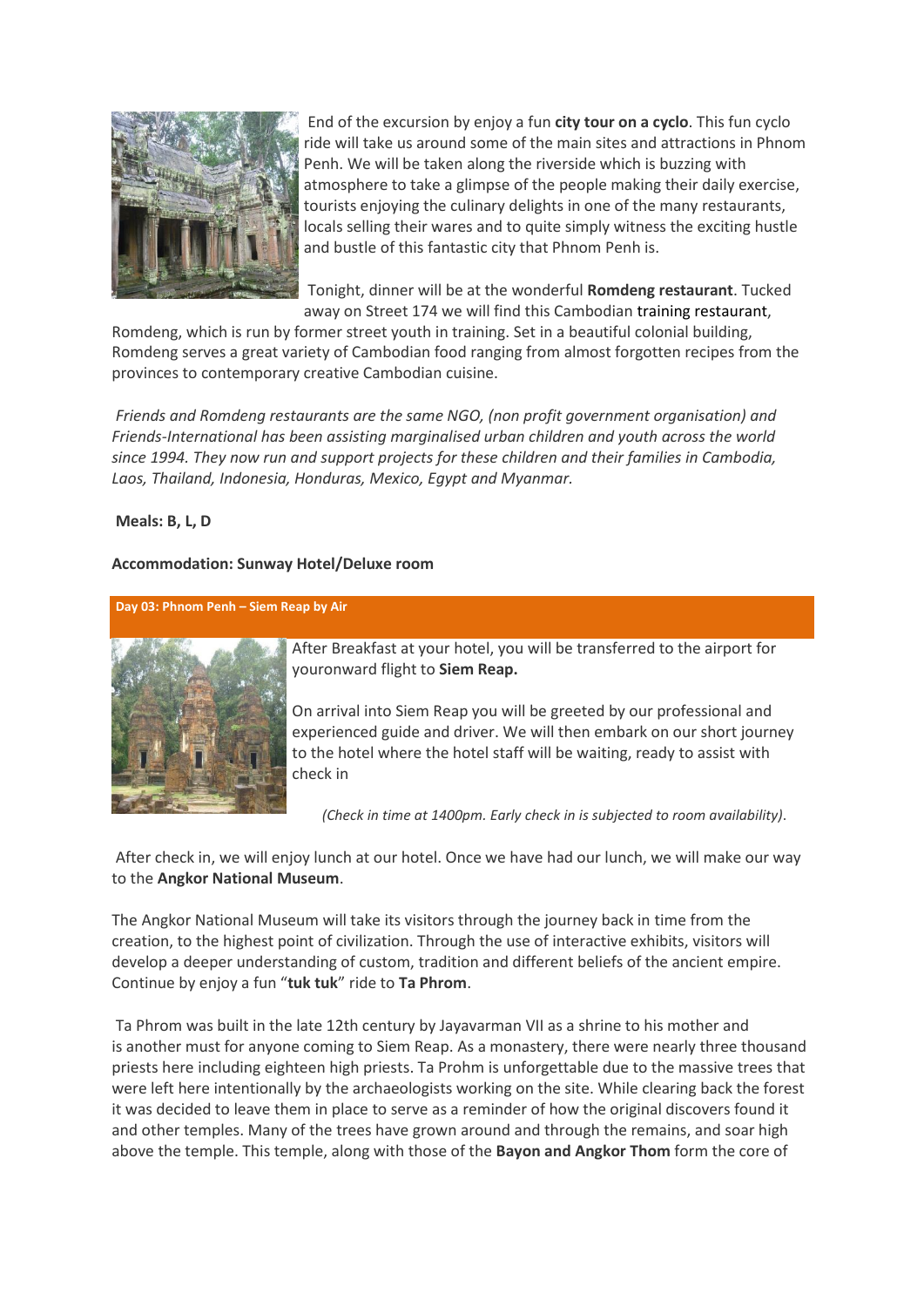End of the excursion by enjoy a fun **city tour on a cyclo**. This fun cyclo ride will take us around some of the main sites and attractions in Phnom Penh. We will be taken along the riverside which is buzzing with atmosphere to take a glimpse of the people making their daily exercise, tourists enjoying the culinary delights in one of the many restaurants, locals selling their wares and to quite simply witness the exciting hustle and bustle of this fantastic city that Phnom Penh is.

Tonight, dinner will be at the wonderful **Romdeng restaurant**. Tucked away on Street 174 we will find this Cambodian training restaurant, Romdeng, which is run by former street youth in training. Set in a beautiful colonial building, Romdeng serves a great variety of Cambodian food ranging from almost forgotten recipes from the provinces to contemporary creative Cambodian cuisine.

*Friends and Romdeng restaurants are the same NGO, (non profit government organisation) and Friends-International has been assisting marginalised urban children and youth across the world since 1994. They now run and support projects for these children and their families in Cambodia, Laos, Thailand, Indonesia, Honduras, Mexico, Egypt and Myanmar.*

**Meals: B, L, D**

**Accommodation: Sunway Hotel/Deluxe room**

## Day 03: Phnom Penh – Siem Reap by Air

After Breakfast at your hotel, you will be transferred to the airport for youronward flight to **Siem Reap.**

On arrival into Siem Reap you will be greeted by our professional and experienced guide and driver. We will then embark on our short journey to the hotel where the hotel staff will be waiting, ready to assist with check in

*(Check in time at 1400pm. Early check in is subjected to room availability).*

After check in, we will enjoy lunch at our hotel. Once we have had our lunch, we will make our way to the **Angkor National Museum**.

The Angkor National Museum will take its visitors through the journey back in time from the creation, to the highest point of civilization. Through the use of interactive exhibits, visitors will develop a deeper understanding of custom, tradition and different beliefs of the ancient empire. Continue by enjoy a fun "**tuk tuk**" ride to **Ta Phrom**.

Ta Phrom was built in the late 12th century by Jayavarman VII as a shrine to his mother and is another must for anyone coming to Siem Reap. As a monastery, there were nearly three thousand priests here including eighteen high priests. Ta Prohm is unforgettable due to the massive trees that were left here intentionally by the archaeologists working on the site. While clearing back the forest it was decided to leave them in place to serve as a reminder of how the original discovers found it and other temples. Many of the trees have grown around and through the remains, and soar high above the temple. This temple, along with those of the **Bayon and Angkor Thom** form the core of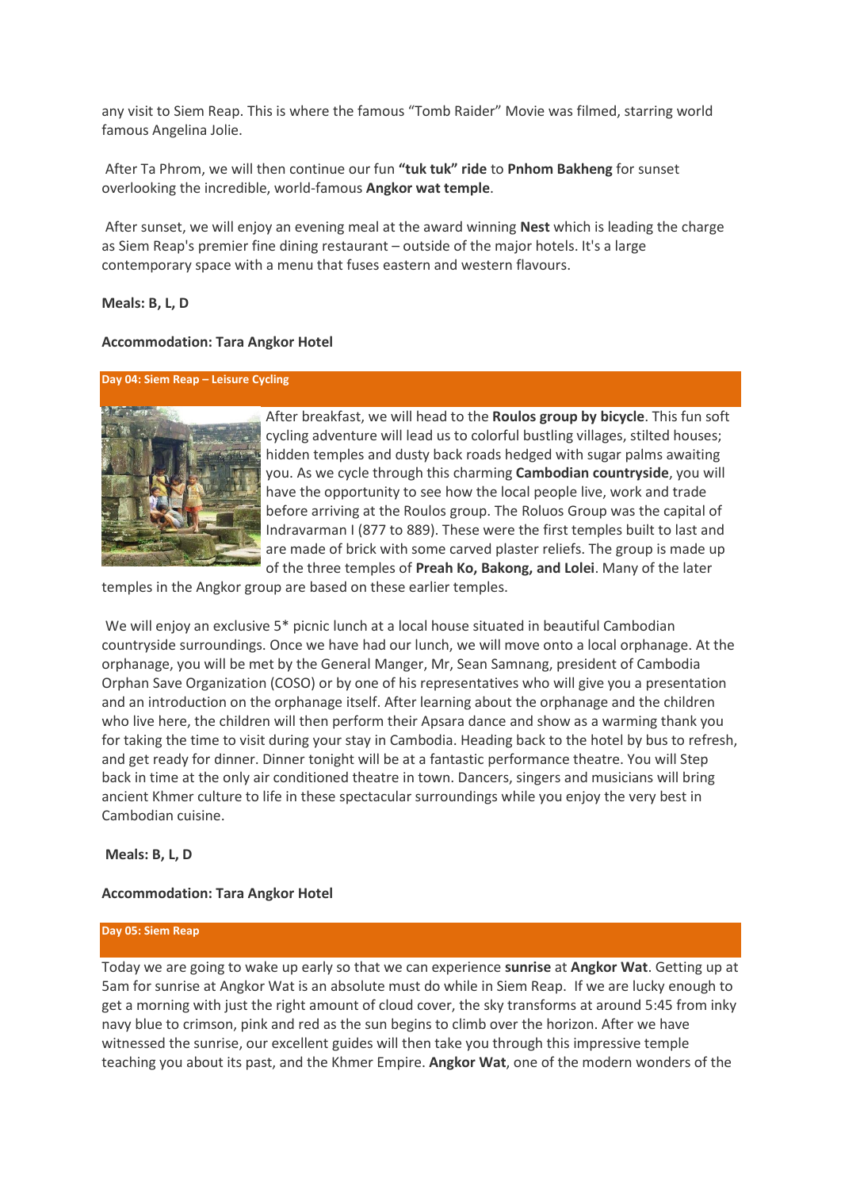any visit to Siem Reap. This is where the famous "Tomb Raider" Movie was filmed, starring world famous Angelina Jolie.

After Ta Phrom, we will then continue our fun **"tuk tuk" ride** to **Pnhom Bakheng** for sunset overlooking the incredible, world-famous **Angkor wat temple**.

After sunset, we will enjoy an evening meal at the award winning **Nest** which is leading the charge as Siem Reap's premier fine dining restaurant – outside of the major hotels. It's a large contemporary space with a menu that fuses eastern and western flavours.

**Meals: B, L, D**

**Accommodation: Tara Angkor Hotel**

## Day 04: Siem Reap – Leisure Cycling

After breakfast, we will head to the **Roulos group by bicycle**. This fun soft cycling adventure will lead us to colorful bustling villages, stilted houses; hidden temples and dusty back roads hedged with sugar palms awaiting you. As we cycle through this charming **Cambodian countryside**, you will have the opportunity to see how the local people live, work and trade before arriving at the Roulos group. The Roluos Group was the capital of Indravarman I (877 to 889). These were the first temples built to last and are made of brick with some carved plaster reliefs. The group is made up of the three temples of **Preah Ko, Bakong, and Lolei**. Many of the later temples in the Angkor group are based on these earlier temples.

We will enjoy an exclusive 5* picnic lunch at a local house situated in beautiful Cambodian countryside surroundings. Once we have had our lunch, we will move onto a local orphanage. At the orphanage, you will be met by the General Manger, Mr, Sean Samnang, president of Cambodia Orphan Save Organization (COSO) or by one of his representatives who will give you a presentation and an introduction on the orphanage itself. After learning about the orphanage and the children who live here, the children will then perform their Apsara dance and show as a warming thank you for taking the time to visit during your stay in Cambodia. Heading back to the hotel by bus to refresh, and get ready for dinner. Dinner tonight will be at a fantastic performance theatre. You will Step back in time at the only air conditioned theatre in town. Dancers, singers and musicians will bring ancient Khmer culture to life in these spectacular surroundings while you enjoy the very best in Cambodian cuisine.

**Meals: B, L, D**

**Accommodation: Tara Angkor Hotel**

## Day 05: Siem Reap

Today we are going to wake up early so that we can experience **sunrise** at **Angkor Wat**. Getting up at 5am for sunrise at Angkor Wat is an absolute must do while in Siem Reap. If we are lucky enough to get a morning with just the right amount of cloud cover, the sky transforms at around 5:45 from inky navy blue to crimson, pink and red as the sun begins to climb over the horizon. After we have witnessed the sunrise, our excellent guides will then take you through this impressive temple teaching you about its past, and the Khmer Empire. **Angkor Wat**, one of the modern wonders of the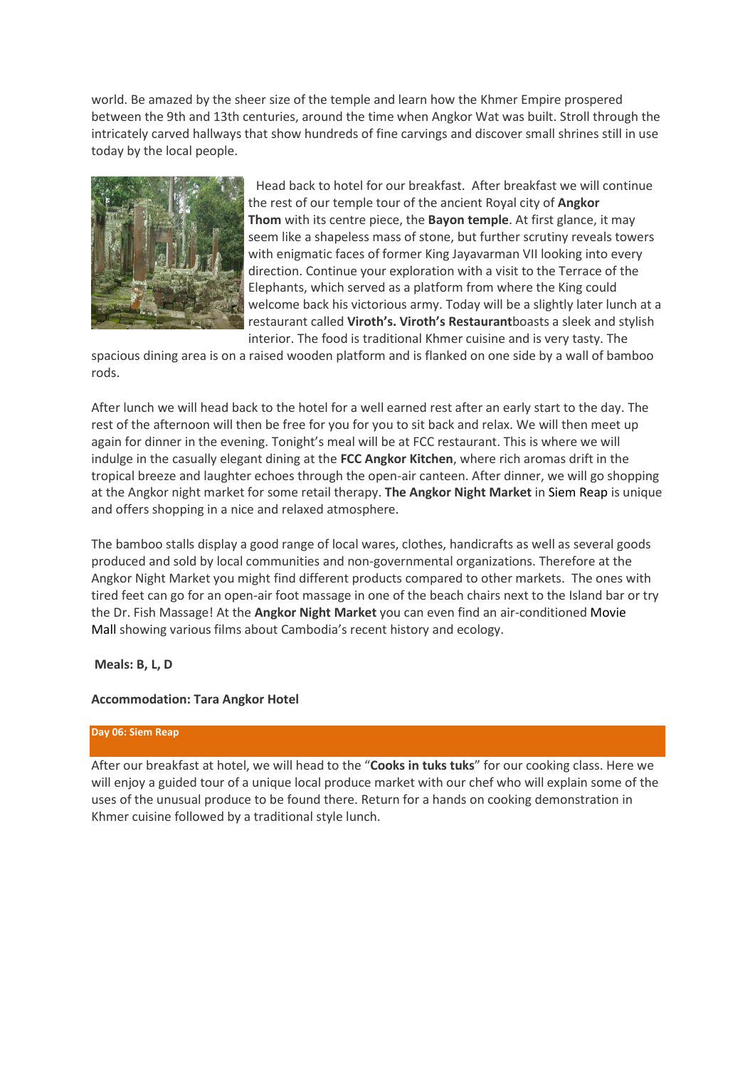world. Be amazed by the sheer size of the temple and learn how the Khmer Empire prospered between the 9th and 13th centuries, around the time when Angkor Wat was built. Stroll through the intricately carved hallways that show hundreds of fine carvings and discover small shrines still in use today by the local people.

Head back to hotel for our breakfast. After breakfast we will continue the rest of our temple tour of the ancient Royal city of **Angkor Thom** with its centre piece, the **Bayon temple**. At first glance, it may seem like a shapeless mass of stone, but further scrutiny reveals towers with enigmatic faces of former King Jayavarman VII looking into every direction. Continue your exploration with a visit to the Terrace of the Elephants, which served as a platform from where the King could welcome back his victorious army. Today will be a slightly later lunch at a restaurant called **Viroth's. Viroth's Restaurant**boasts a sleek and stylish interior. The food is traditional Khmer cuisine and is very tasty. The spacious dining area is on a raised wooden platform and is flanked on one side by a wall of bamboo rods.

After lunch we will head back to the hotel for a well earned rest after an early start to the day. The rest of the afternoon will then be free for you for you to sit back and relax. We will then meet up again for dinner in the evening. Tonight's meal will be at FCC restaurant. This is where we will indulge in the casually elegant dining at the **FCC Angkor Kitchen**, where rich aromas drift in the tropical breeze and laughter echoes through the open-air canteen. After dinner, we will go shopping at the Angkor night market for some retail therapy. **The Angkor Night Market** in Siem Reap is unique and offers shopping in a nice and relaxed atmosphere.

The bamboo stalls display a good range of local wares, clothes, handicrafts as well as several goods produced and sold by local communities and non-governmental organizations. Therefore at the Angkor Night Market you might find different products compared to other markets. The ones with tired feet can go for an open-air foot massage in one of the beach chairs next to the Island bar or try the Dr. Fish Massage! At the **Angkor Night Market** you can even find an air-conditioned Movie Mall showing various films about Cambodia's recent history and ecology.

**Meals: B, L, D**

**Accommodation: Tara Angkor Hotel**

## Day 06: Siem Reap

After our breakfast at hotel, we will head to the "**Cooks in tuks tuks**" for our cooking class. Here we will enjoy a guided tour of a unique local produce market with our chef who will explain some of the uses of the unusual produce to be found there. Return for a hands on cooking demonstration in Khmer cuisine followed by a traditional style lunch.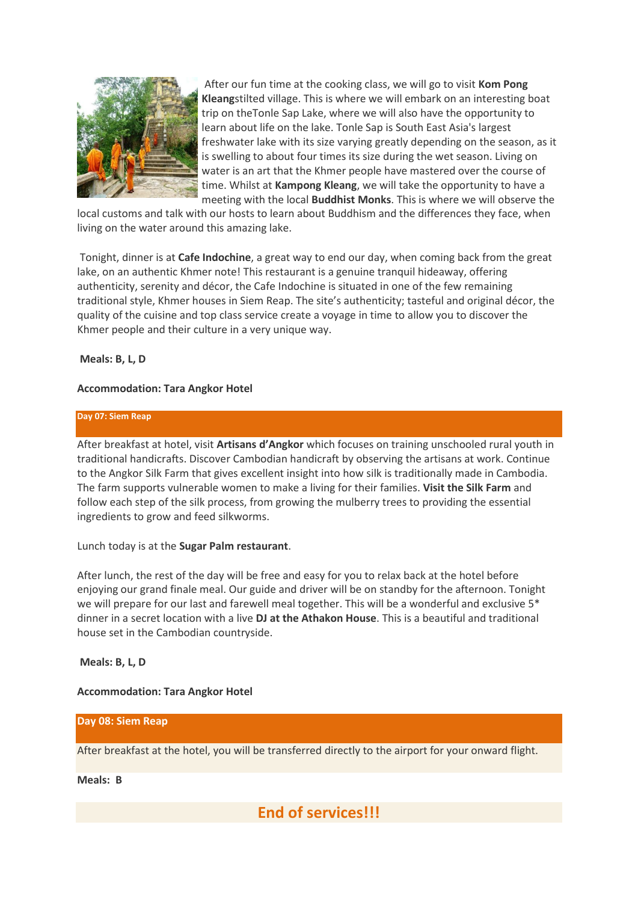After our fun time at the cooking class, we will go to visit **Kom Pong Kleang**stilted village. This is where we will embark on an interesting boat trip on theTonle Sap Lake, where we will also have the opportunity to learn about life on the lake. Tonle Sap is South East Asia's largest freshwater lake with its size varying greatly depending on the season, as it is swelling to about four times its size during the wet season. Living on water is an art that the Khmer people have mastered over the course of time. Whilst at **Kampong Kleang**, we will take the opportunity to have a meeting with the local **Buddhist Monks**. This is where we will observe the local customs and talk with our hosts to learn about Buddhism and the differences they face, when living on the water around this amazing lake.

Tonight, dinner is at **Cafe Indochine**, a great way to end our day, when coming back from the great lake, on an authentic Khmer note! This restaurant is a genuine tranquil hideaway, offering authenticity, serenity and décor, the Cafe Indochine is situated in one of the few remaining traditional style, Khmer houses in Siem Reap. The site's authenticity; tasteful and original décor, the quality of the cuisine and top class service create a voyage in time to allow you to discover the Khmer people and their culture in a very unique way.

**Meals: B, L, D**

**Accommodation: Tara Angkor Hotel**

## Day 07: Siem Reap

After breakfast at hotel, visit **Artisans d'Angkor** which focuses on training unschooled rural youth in traditional handicrafts. Discover Cambodian handicraft by observing the artisans at work. Continue to the Angkor Silk Farm that gives excellent insight into how silk is traditionally made in Cambodia. The farm supports vulnerable women to make a living for their families. **Visit the Silk Farm** and follow each step of the silk process, from growing the mulberry trees to providing the essential ingredients to grow and feed silkworms.

Lunch today is at the **Sugar Palm restaurant**.

After lunch, the rest of the day will be free and easy for you to relax back at the hotel before enjoying our grand finale meal. Our guide and driver will be on standby for the afternoon. Tonight we will prepare for our last and farewell meal together. This will be a wonderful and exclusive 5* dinner in a secret location with a live **DJ at the Athakon House**. This is a beautiful and traditional house set in the Cambodian countryside.

**Meals: B, L, D**

**Accommodation: Tara Angkor Hotel**

## Day 08: Siem Reap

After breakfast at the hotel, you will be transferred directly to the airport for your onward flight.

**Meals: B**

## End of services!!!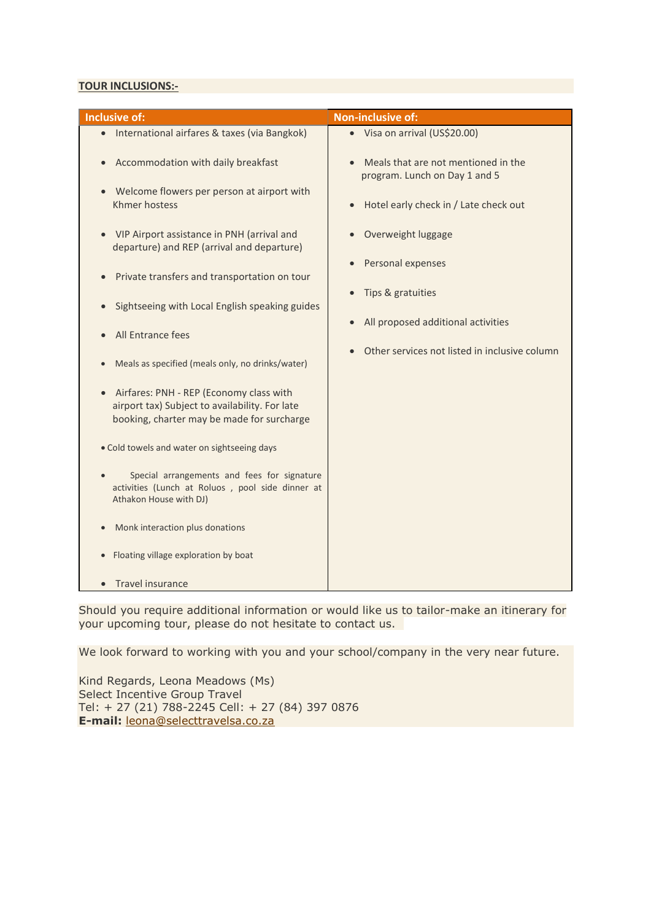**TOUR INCLUSIONS:-**

| Inclusive of: | Non-inclusive of: |
| --- | --- |
| • International airfares & taxes (via Bangkok) | • Visa on arrival (US$20.00) |
| • Accommodation with daily breakfast | • Meals that are not mentioned in the program. Lunch on Day 1 and 5 |
| • Welcome flowers per person at airport with Khmer hostess | • Hotel early check in / Late check out |
| • VIP Airport assistance in PNH (arrival and departure) and REP (arrival and departure) | • Overweight luggage |
| • Private transfers and transportation on tour | • Personal expenses |
| • Sightseeing with Local English speaking guides | • Tips & gratuities |
| • All Entrance fees | • All proposed additional activities |
| • Meals as specified (meals only, no drinks/water) | • Other services not listed in inclusive column |
| • Airfares: PNH - REP (Economy class with airport tax) Subject to availability. For late booking, charter may be made for surcharge | |
| • Cold towels and water on sightseeing days | |
| • Special arrangements and fees for signature activities (Lunch at Roluos , pool side dinner at Athakon House with DJ) | |
| • Monk interaction plus donations | |
| • Floating village exploration by boat | |
| • Travel insurance | |

Should you require additional information or would like us to tailor-make an itinerary for your upcoming tour, please do not hesitate to contact us.

We look forward to working with you and your school/company in the very near future.

Kind Regards, Leona Meadows (Ms)
Select Incentive Group Travel
Tel: + 27 (21) 788-2245 Cell: + 27 (84) 397 0876
**E-mail:** leona@selecttravelsa.co.za